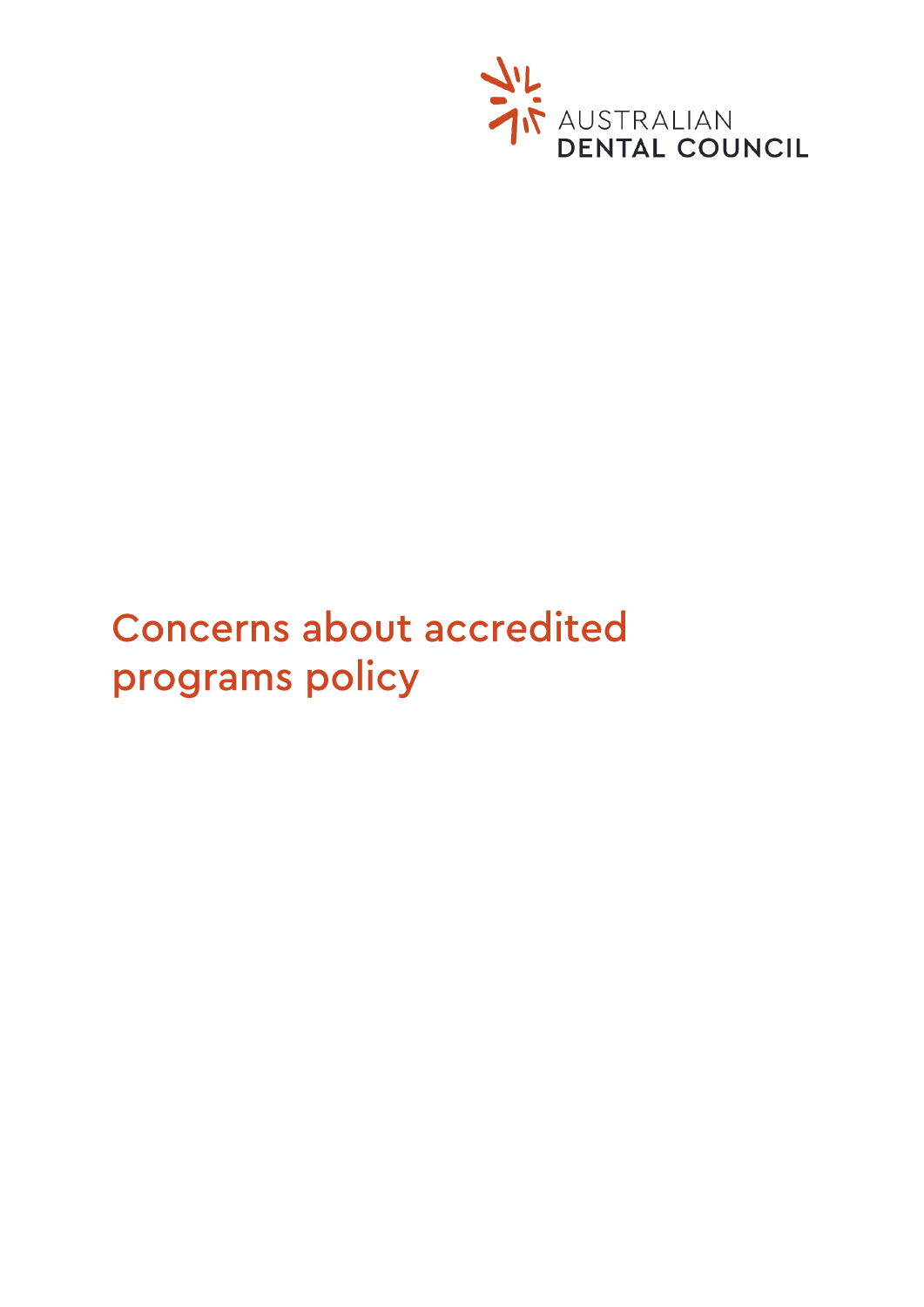AUSTRALIAN
DENTAL COUNCIL

# Concerns about accredited programs policy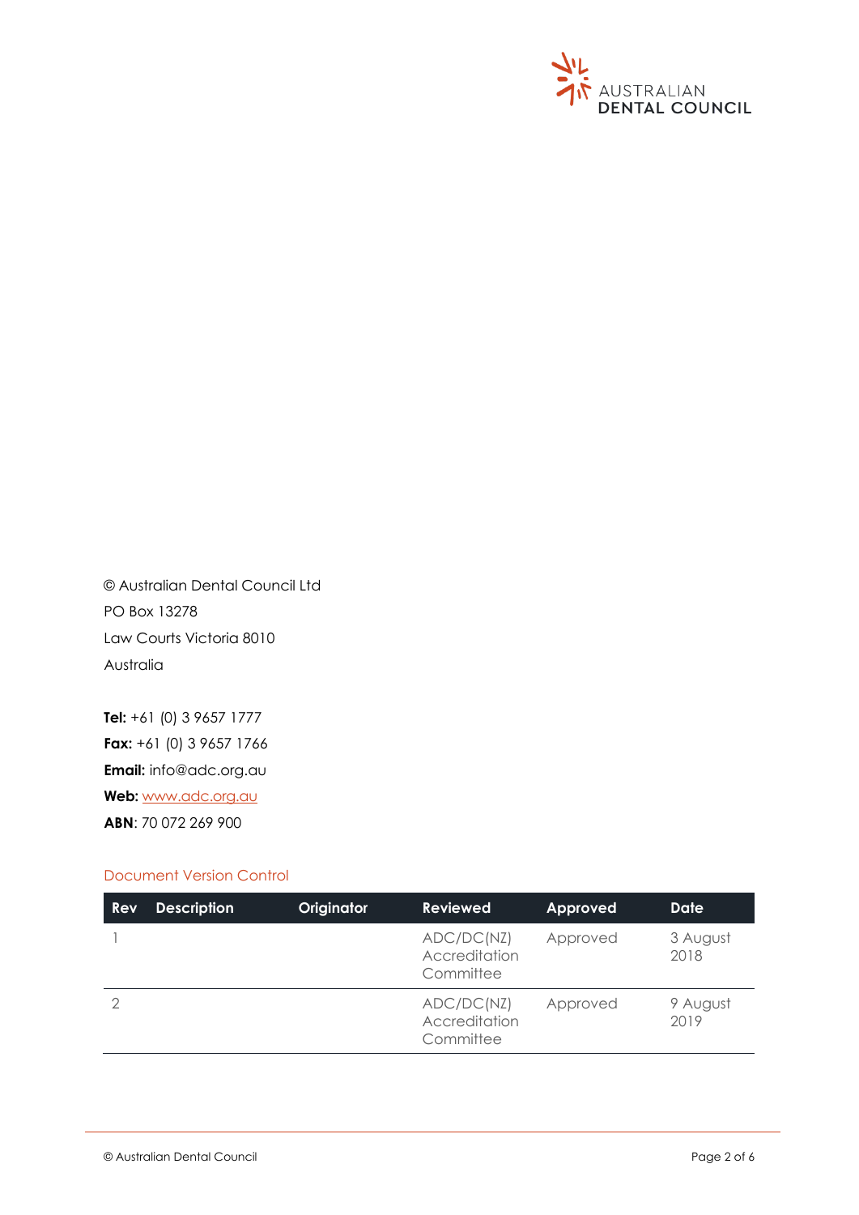© Australian Dental Council Ltd

PO Box 13278

Law Courts Victoria 8010

Australia

**Tel:** +61 (0) 3 9657 1777

**Fax:** +61 (0) 3 9657 1766

**Email:** info@adc.org.au

**Web:** www.adc.org.au

**ABN**: 70 072 269 900

## Document Version Control

| Rev | Description | Originator | Reviewed | Approved | Date |
|---|---|---|---|---|---|
| 1 | | | ADC/DC(NZ) Accreditation Committee | Approved | 3 August 2018 |
| 2 | | | ADC/DC(NZ) Accreditation Committee | Approved | 9 August 2019 |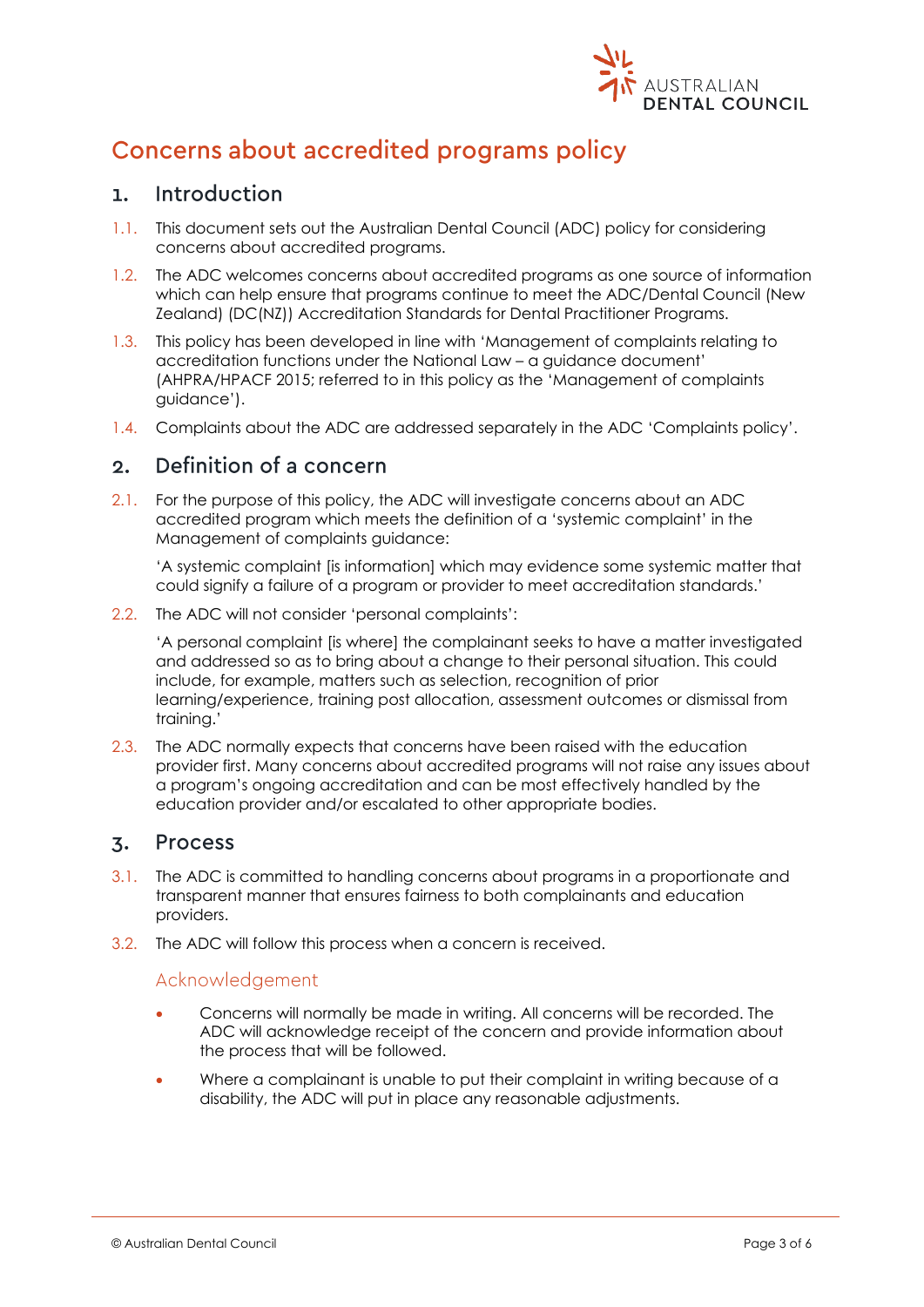# Concerns about accredited programs policy

## 1. Introduction

1.1. This document sets out the Australian Dental Council (ADC) policy for considering concerns about accredited programs.

1.2. The ADC welcomes concerns about accredited programs as one source of information which can help ensure that programs continue to meet the ADC/Dental Council (New Zealand) (DC(NZ)) Accreditation Standards for Dental Practitioner Programs.

1.3. This policy has been developed in line with 'Management of complaints relating to accreditation functions under the National Law – a guidance document' (AHPRA/HPACF 2015; referred to in this policy as the 'Management of complaints guidance').

1.4. Complaints about the ADC are addressed separately in the ADC 'Complaints policy'.

## 2. Definition of a concern

2.1. For the purpose of this policy, the ADC will investigate concerns about an ADC accredited program which meets the definition of a 'systemic complaint' in the Management of complaints guidance:

'A systemic complaint [is information] which may evidence some systemic matter that could signify a failure of a program or provider to meet accreditation standards.'

2.2. The ADC will not consider 'personal complaints':

'A personal complaint [is where] the complainant seeks to have a matter investigated and addressed so as to bring about a change to their personal situation. This could include, for example, matters such as selection, recognition of prior learning/experience, training post allocation, assessment outcomes or dismissal from training.'

2.3. The ADC normally expects that concerns have been raised with the education provider first. Many concerns about accredited programs will not raise any issues about a program's ongoing accreditation and can be most effectively handled by the education provider and/or escalated to other appropriate bodies.

## 3. Process

3.1. The ADC is committed to handling concerns about programs in a proportionate and transparent manner that ensures fairness to both complainants and education providers.

3.2. The ADC will follow this process when a concern is received.

### Acknowledgement

- Concerns will normally be made in writing. All concerns will be recorded. The ADC will acknowledge receipt of the concern and provide information about the process that will be followed.
- Where a complainant is unable to put their complaint in writing because of a disability, the ADC will put in place any reasonable adjustments.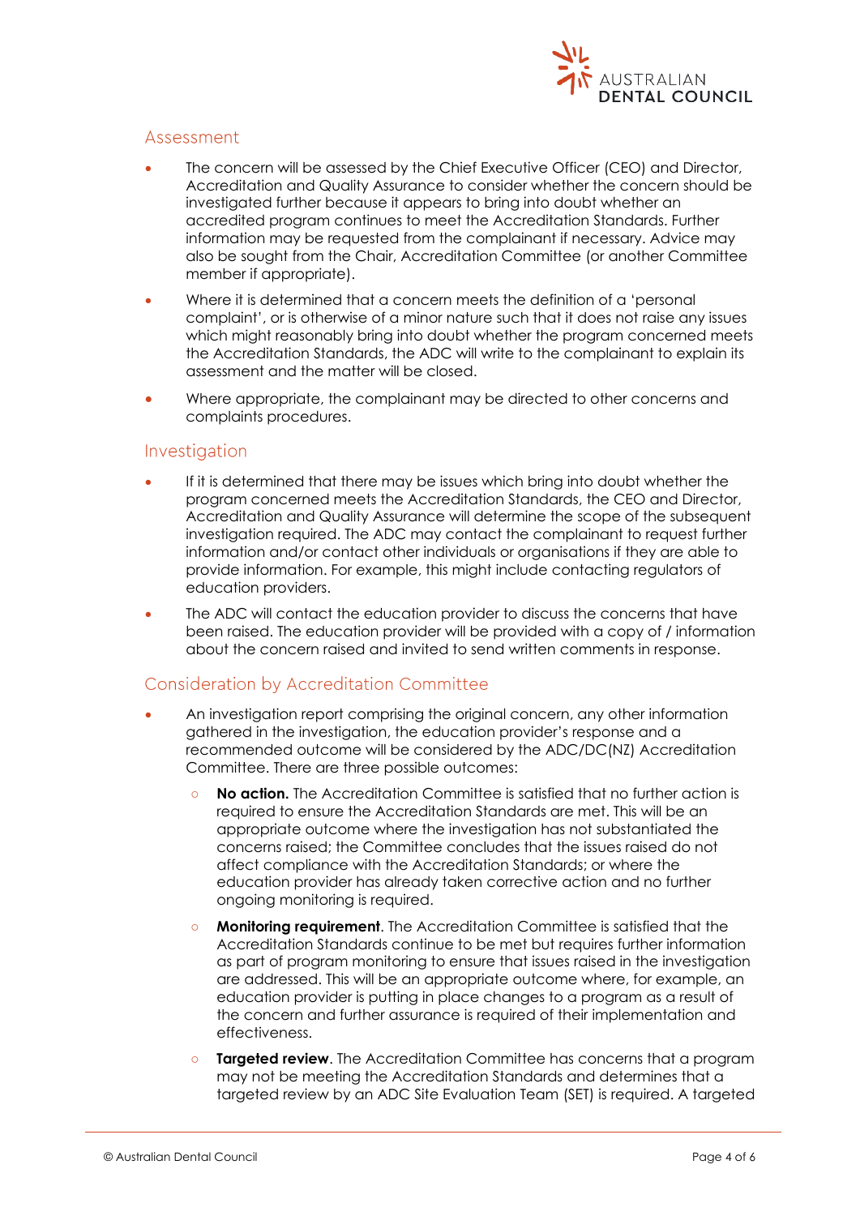## Assessment

- The concern will be assessed by the Chief Executive Officer (CEO) and Director, Accreditation and Quality Assurance to consider whether the concern should be investigated further because it appears to bring into doubt whether an accredited program continues to meet the Accreditation Standards. Further information may be requested from the complainant if necessary. Advice may also be sought from the Chair, Accreditation Committee (or another Committee member if appropriate).
- Where it is determined that a concern meets the definition of a 'personal complaint', or is otherwise of a minor nature such that it does not raise any issues which might reasonably bring into doubt whether the program concerned meets the Accreditation Standards, the ADC will write to the complainant to explain its assessment and the matter will be closed.
- Where appropriate, the complainant may be directed to other concerns and complaints procedures.

## Investigation

- If it is determined that there may be issues which bring into doubt whether the program concerned meets the Accreditation Standards, the CEO and Director, Accreditation and Quality Assurance will determine the scope of the subsequent investigation required. The ADC may contact the complainant to request further information and/or contact other individuals or organisations if they are able to provide information. For example, this might include contacting regulators of education providers.
- The ADC will contact the education provider to discuss the concerns that have been raised. The education provider will be provided with a copy of / information about the concern raised and invited to send written comments in response.

## Consideration by Accreditation Committee

- An investigation report comprising the original concern, any other information gathered in the investigation, the education provider's response and a recommended outcome will be considered by the ADC/DC(NZ) Accreditation Committee. There are three possible outcomes:
  - **No action.** The Accreditation Committee is satisfied that no further action is required to ensure the Accreditation Standards are met. This will be an appropriate outcome where the investigation has not substantiated the concerns raised; the Committee concludes that the issues raised do not affect compliance with the Accreditation Standards; or where the education provider has already taken corrective action and no further ongoing monitoring is required.
  - **Monitoring requirement**. The Accreditation Committee is satisfied that the Accreditation Standards continue to be met but requires further information as part of program monitoring to ensure that issues raised in the investigation are addressed. This will be an appropriate outcome where, for example, an education provider is putting in place changes to a program as a result of the concern and further assurance is required of their implementation and effectiveness.
  - **Targeted review**. The Accreditation Committee has concerns that a program may not be meeting the Accreditation Standards and determines that a targeted review by an ADC Site Evaluation Team (SET) is required. A targeted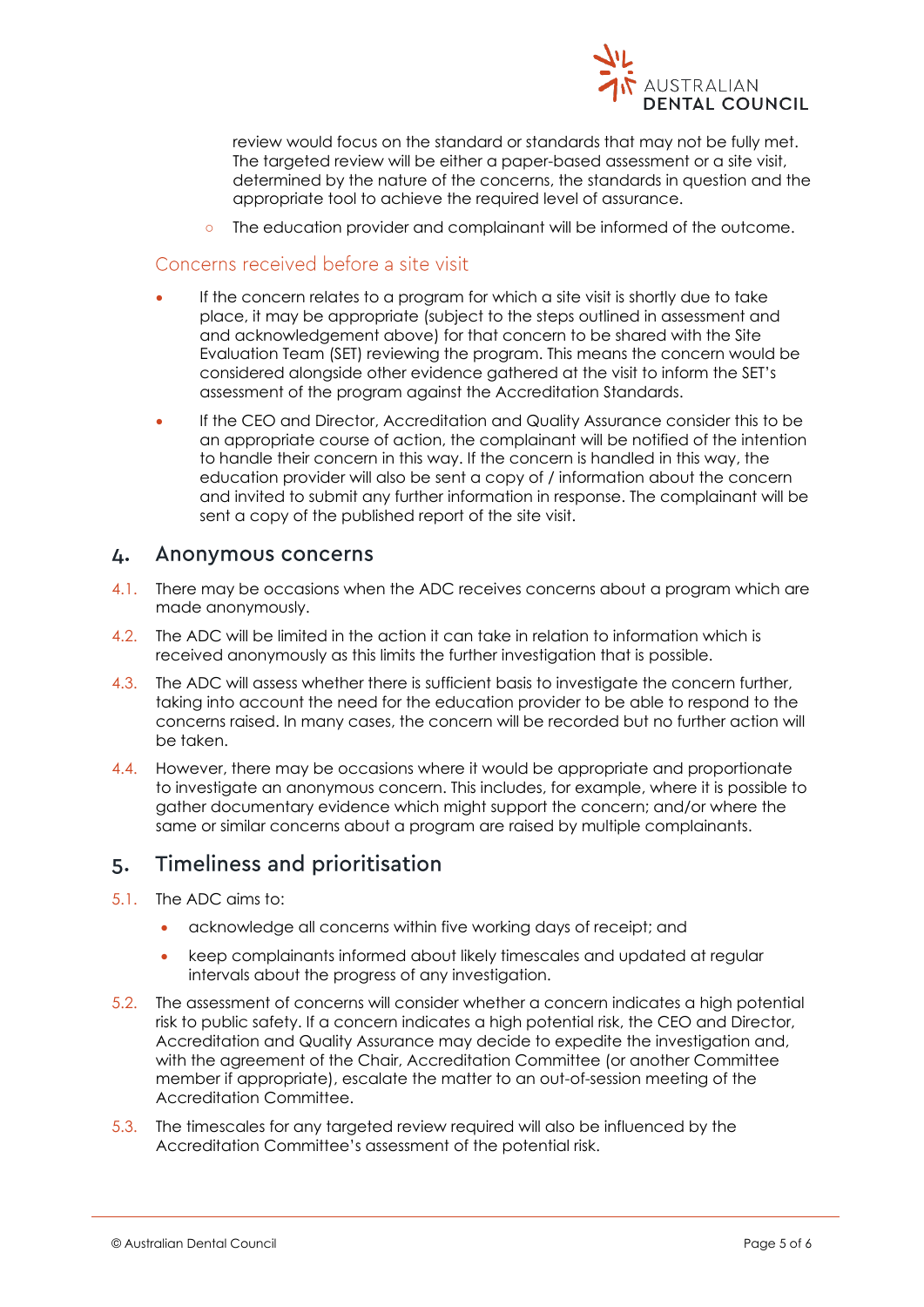review would focus on the standard or standards that may not be fully met. The targeted review will be either a paper-based assessment or a site visit, determined by the nature of the concerns, the standards in question and the appropriate tool to achieve the required level of assurance.

  - The education provider and complainant will be informed of the outcome.

### Concerns received before a site visit

- If the concern relates to a program for which a site visit is shortly due to take place, it may be appropriate (subject to the steps outlined in assessment and and acknowledgement above) for that concern to be shared with the Site Evaluation Team (SET) reviewing the program. This means the concern would be considered alongside other evidence gathered at the visit to inform the SET's assessment of the program against the Accreditation Standards.
- If the CEO and Director, Accreditation and Quality Assurance consider this to be an appropriate course of action, the complainant will be notified of the intention to handle their concern in this way. If the concern is handled in this way, the education provider will also be sent a copy of / information about the concern and invited to submit any further information in response. The complainant will be sent a copy of the published report of the site visit.

## 4. Anonymous concerns

4.1. There may be occasions when the ADC receives concerns about a program which are made anonymously.

4.2. The ADC will be limited in the action it can take in relation to information which is received anonymously as this limits the further investigation that is possible.

4.3. The ADC will assess whether there is sufficient basis to investigate the concern further, taking into account the need for the education provider to be able to respond to the concerns raised. In many cases, the concern will be recorded but no further action will be taken.

4.4. However, there may be occasions where it would be appropriate and proportionate to investigate an anonymous concern. This includes, for example, where it is possible to gather documentary evidence which might support the concern; and/or where the same or similar concerns about a program are raised by multiple complainants.

## 5. Timeliness and prioritisation

5.1. The ADC aims to:

- acknowledge all concerns within five working days of receipt; and
- keep complainants informed about likely timescales and updated at regular intervals about the progress of any investigation.

5.2. The assessment of concerns will consider whether a concern indicates a high potential risk to public safety. If a concern indicates a high potential risk, the CEO and Director, Accreditation and Quality Assurance may decide to expedite the investigation and, with the agreement of the Chair, Accreditation Committee (or another Committee member if appropriate), escalate the matter to an out-of-session meeting of the Accreditation Committee.

5.3. The timescales for any targeted review required will also be influenced by the Accreditation Committee's assessment of the potential risk.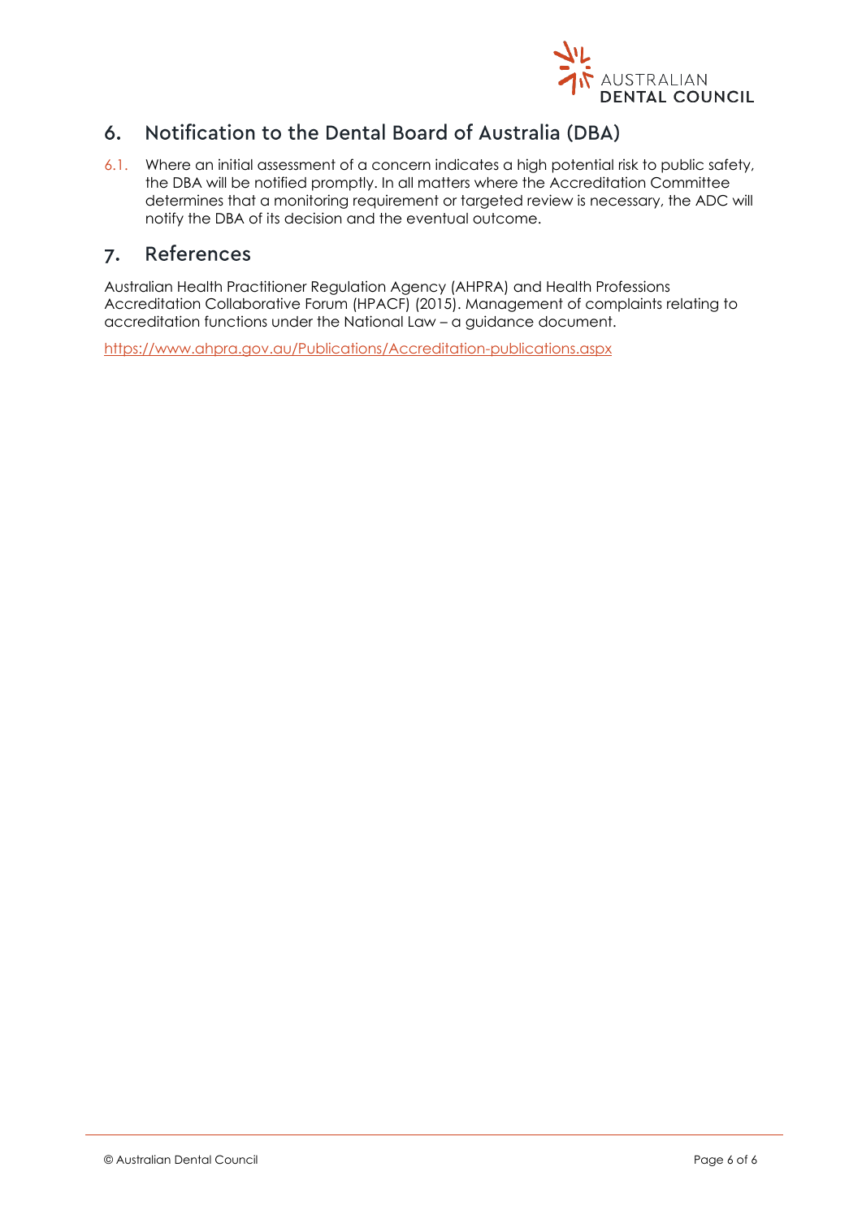## 6. Notification to the Dental Board of Australia (DBA)

6.1. Where an initial assessment of a concern indicates a high potential risk to public safety, the DBA will be notified promptly. In all matters where the Accreditation Committee determines that a monitoring requirement or targeted review is necessary, the ADC will notify the DBA of its decision and the eventual outcome.

## 7. References

Australian Health Practitioner Regulation Agency (AHPRA) and Health Professions Accreditation Collaborative Forum (HPACF) (2015). Management of complaints relating to accreditation functions under the National Law – a guidance document.

https://www.ahpra.gov.au/Publications/Accreditation-publications.aspx